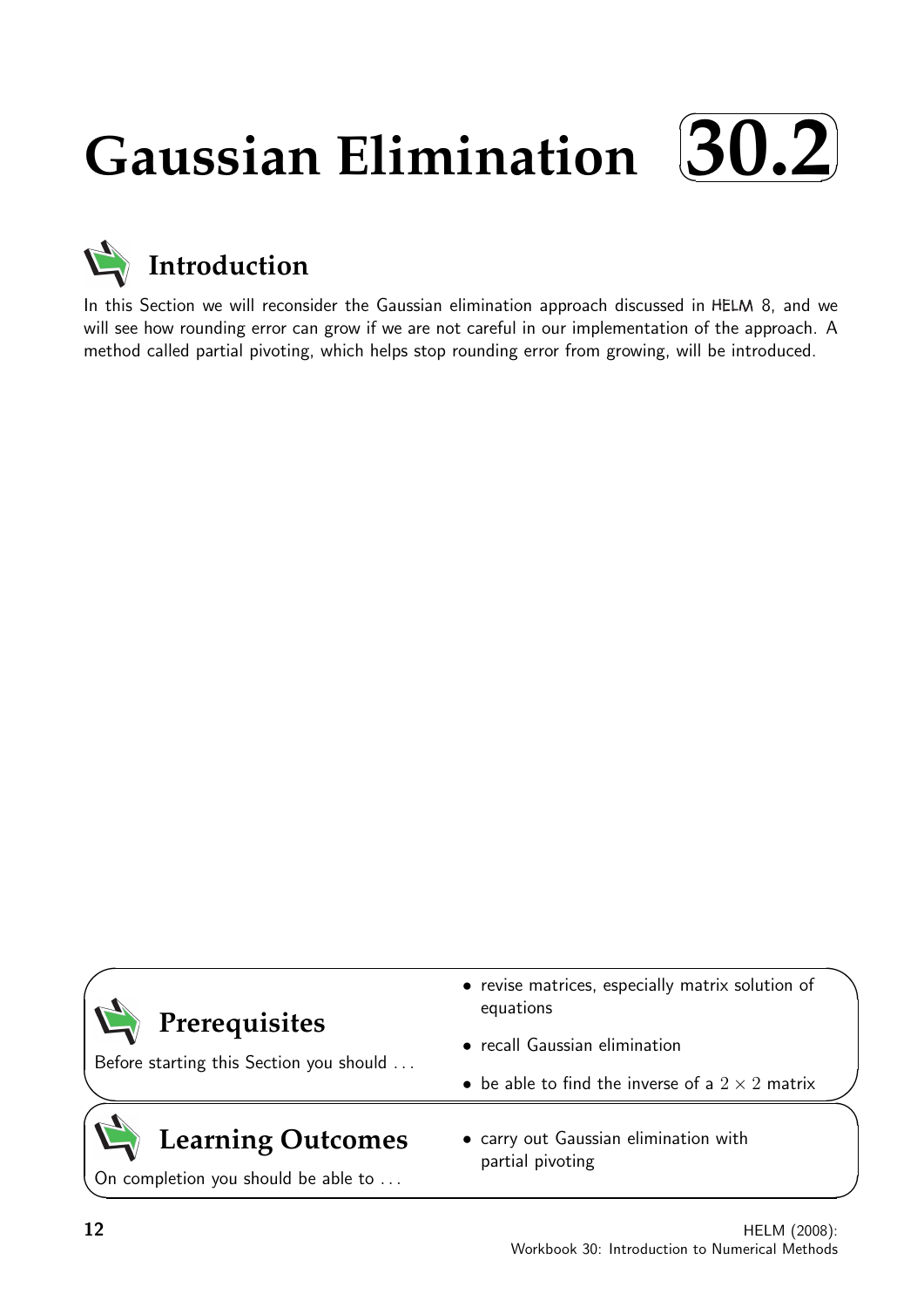# Gaussian Elimination 30.2

## Introduction

In this Section we will reconsider the Gaussian elimination approach discussed in HELM 8, and we will see how rounding error can grow if we are not careful in our implementation of the approach. A method called partial pivoting, which helps stop rounding error from growing, will be introduced.

## Prerequisites

Before starting this Section you should ...

- revise matrices, especially matrix solution of equations
- recall Gaussian elimination
- be able to find the inverse of a $2 \times 2$ matrix

## Learning Outcomes

On completion you should be able to ...

- carry out Gaussian elimination with partial pivoting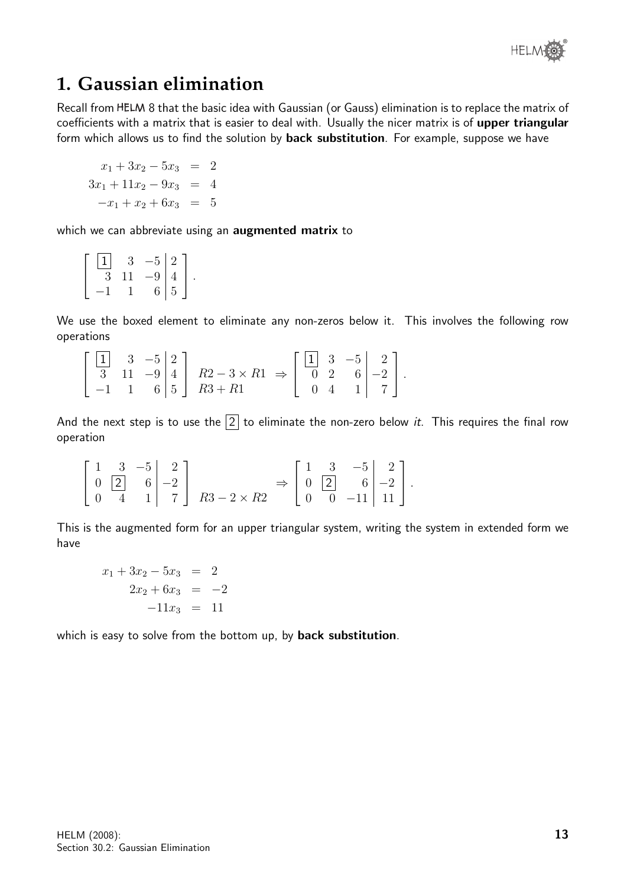# 1. Gaussian elimination

Recall from HELM 8 that the basic idea with Gaussian (or Gauss) elimination is to replace the matrix of coefficients with a matrix that is easier to deal with. Usually the nicer matrix is of **upper triangular** form which allows us to find the solution by **back substitution**. For example, suppose we have

$$\begin{aligned} x_1 + 3x_2 - 5x_3 &= 2 \\ 3x_1 + 11x_2 - 9x_3 &= 4 \\ -x_1 + x_2 + 6x_3 &= 5 \end{aligned}$$

which we can abbreviate using an **augmented matrix** to

$$\left[\begin{array}{rrr|r} \boxed{1} & 3 & -5 & 2 \\ 3 & 11 & -9 & 4 \\ -1 & 1 & 6 & 5 \end{array}\right].$$

We use the boxed element to eliminate any non-zeros below it. This involves the following row operations

$$\left[\begin{array}{rrr|r} \boxed{1} & 3 & -5 & 2 \\ 3 & 11 & -9 & 4 \\ -1 & 1 & 6 & 5 \end{array}\right] \begin{array}{l} \\ R2 - 3\times R1 \\ R3 + R1 \end{array} \Rightarrow \left[\begin{array}{rrr|r} \boxed{1} & 3 & -5 & 2 \\ 0 & 2 & 6 & -2 \\ 0 & 4 & 1 & 7 \end{array}\right].$$

And the next step is to use the $\boxed{2}$ to eliminate the non-zero below *it*. This requires the final row operation

$$\left[\begin{array}{rrr|r} 1 & 3 & -5 & 2 \\ 0 & \boxed{2} & 6 & -2 \\ 0 & 4 & 1 & 7 \end{array}\right] \begin{array}{l} \\ \\ R3 - 2\times R2 \end{array} \Rightarrow \left[\begin{array}{rrr|r} 1 & 3 & -5 & 2 \\ 0 & \boxed{2} & 6 & -2 \\ 0 & 0 & -11 & 11 \end{array}\right].$$

This is the augmented form for an upper triangular system, writing the system in extended form we have

$$\begin{aligned} x_1 + 3x_2 - 5x_3 &= 2 \\ 2x_2 + 6x_3 &= -2 \\ -11x_3 &= 11 \end{aligned}$$

which is easy to solve from the bottom up, by **back substitution**.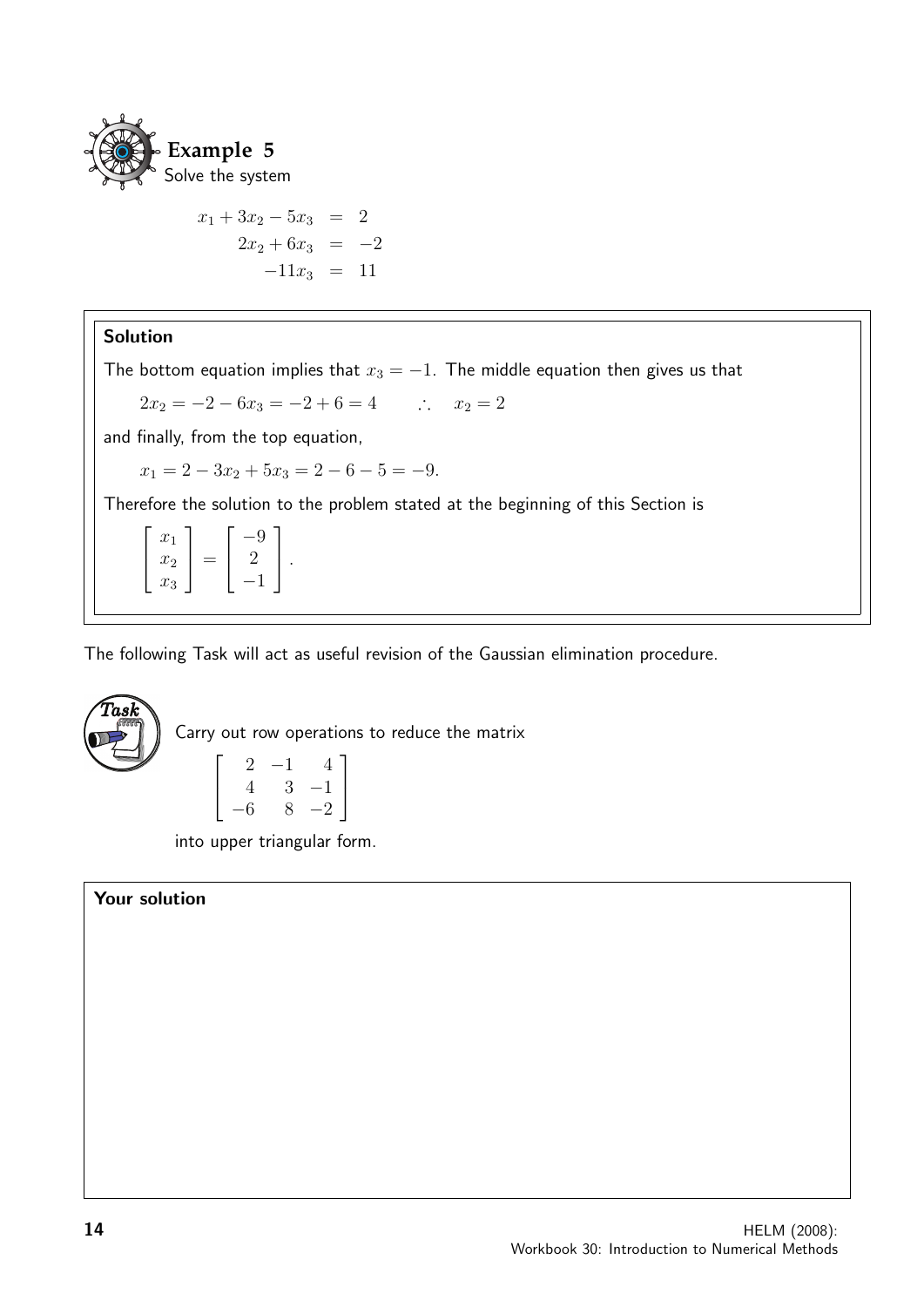## Example 5

Solve the system

$$
\begin{aligned}
x_1 + 3x_2 - 5x_3 &= 2 \\
2x_2 + 6x_3 &= -2 \\
-11x_3 &= 11
\end{aligned}
$$

### Solution

The bottom equation implies that $x_3 = -1$. The middle equation then gives us that

$$2x_2 = -2 - 6x_3 = -2 + 6 = 4 \qquad \therefore \quad x_2 = 2$$

and finally, from the top equation,

$$x_1 = 2 - 3x_2 + 5x_3 = 2 - 6 - 5 = -9.$$

Therefore the solution to the problem stated at the beginning of this Section is

$$\begin{bmatrix} x_1 \\ x_2 \\ x_3 \end{bmatrix} = \begin{bmatrix} -9 \\ 2 \\ -1 \end{bmatrix}.$$

The following Task will act as useful revision of the Gaussian elimination procedure.

**Task**

Carry out row operations to reduce the matrix

$$\begin{bmatrix} 2 & -1 & 4 \\ 4 & 3 & -1 \\ -6 & 8 & -2 \end{bmatrix}$$

into upper triangular form.

**Your solution**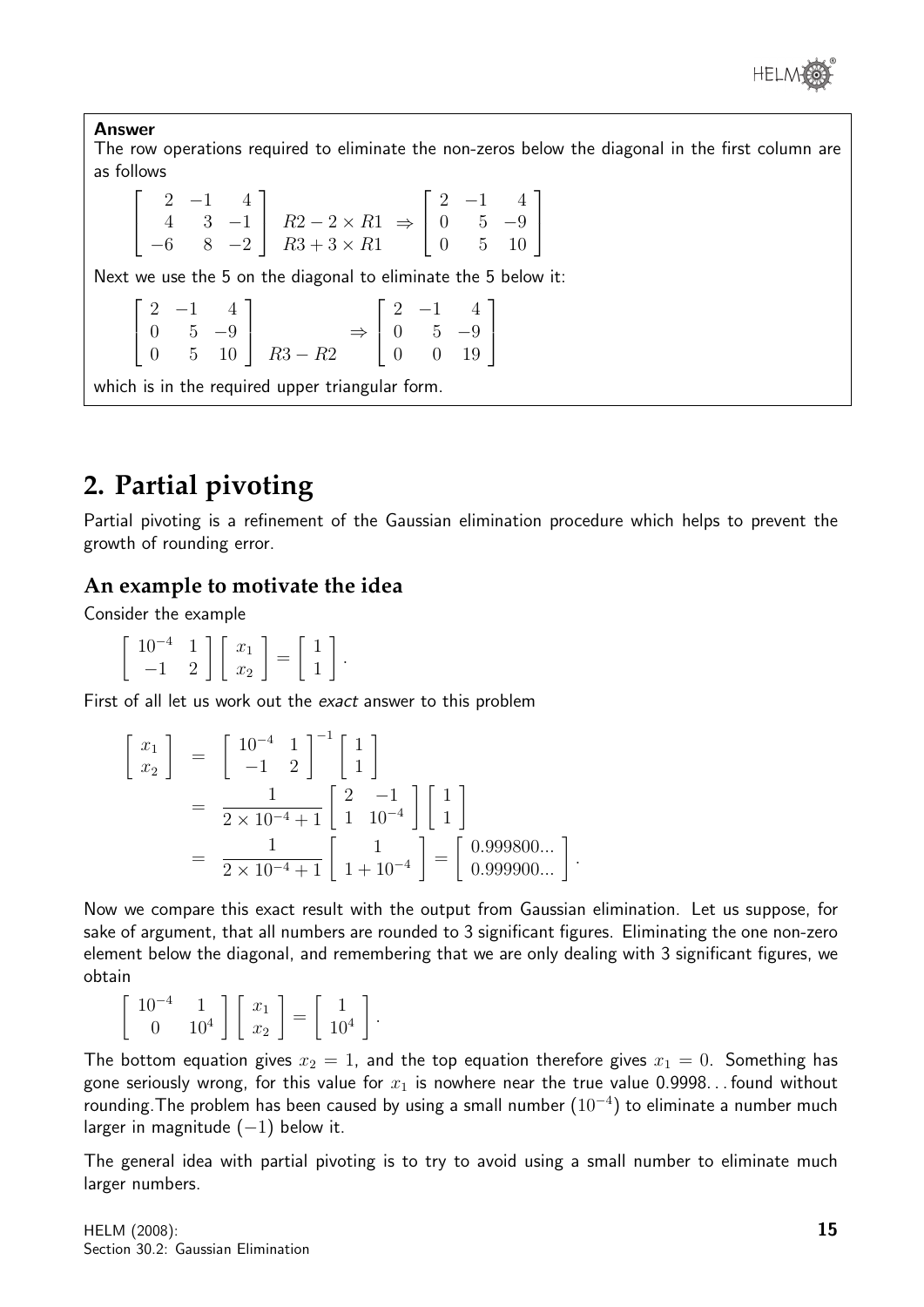**Answer**

The row operations required to eliminate the non-zeros below the diagonal in the first column are as follows

$$\left[\begin{array}{rrr} 2 & -1 & 4 \\ 4 & 3 & -1 \\ -6 & 8 & -2 \end{array}\right] \begin{array}{l} \\ R2 - 2\times R1 \\ R3 + 3\times R1 \end{array} \Rightarrow \left[\begin{array}{rrr} 2 & -1 & 4 \\ 0 & 5 & -9 \\ 0 & 5 & 10 \end{array}\right]$$

Next we use the 5 on the diagonal to eliminate the 5 below it:

$$\left[\begin{array}{rrr} 2 & -1 & 4 \\ 0 & 5 & -9 \\ 0 & 5 & 10 \end{array}\right] \begin{array}{l} \\ \\ R3 - R2 \end{array} \Rightarrow \left[\begin{array}{rrr} 2 & -1 & 4 \\ 0 & 5 & -9 \\ 0 & 0 & 19 \end{array}\right]$$

which is in the required upper triangular form.

## 2. Partial pivoting

Partial pivoting is a refinement of the Gaussian elimination procedure which helps to prevent the growth of rounding error.

### An example to motivate the idea

Consider the example

$$\left[\begin{array}{rr} 10^{-4} & 1 \\ -1 & 2 \end{array}\right] \left[\begin{array}{c} x_1 \\ x_2 \end{array}\right] = \left[\begin{array}{c} 1 \\ 1 \end{array}\right].$$

First of all let us work out the *exact* answer to this problem

$$\begin{aligned} \left[\begin{array}{c} x_1 \\ x_2 \end{array}\right] &= \left[\begin{array}{rr} 10^{-4} & 1 \\ -1 & 2 \end{array}\right]^{-1} \left[\begin{array}{c} 1 \\ 1 \end{array}\right] \\ &= \frac{1}{2\times 10^{-4}+1} \left[\begin{array}{rr} 2 & -1 \\ 1 & 10^{-4} \end{array}\right] \left[\begin{array}{c} 1 \\ 1 \end{array}\right] \\ &= \frac{1}{2\times 10^{-4}+1} \left[\begin{array}{c} 1 \\ 1+10^{-4} \end{array}\right] = \left[\begin{array}{c} 0.999800... \\ 0.999900... \end{array}\right]. \end{aligned}$$

Now we compare this exact result with the output from Gaussian elimination. Let us suppose, for sake of argument, that all numbers are rounded to 3 significant figures. Eliminating the one non-zero element below the diagonal, and remembering that we are only dealing with 3 significant figures, we obtain

$$\left[\begin{array}{cc} 10^{-4} & 1 \\ 0 & 10^4 \end{array}\right] \left[\begin{array}{c} x_1 \\ x_2 \end{array}\right] = \left[\begin{array}{c} 1 \\ 10^4 \end{array}\right].$$

The bottom equation gives $x_2 = 1$, and the top equation therefore gives $x_1 = 0$. Something has gone seriously wrong, for this value for $x_1$ is nowhere near the true value 0.9998... found without rounding. The problem has been caused by using a small number $(10^{-4})$ to eliminate a number much larger in magnitude $(-1)$ below it.

The general idea with partial pivoting is to try to avoid using a small number to eliminate much larger numbers.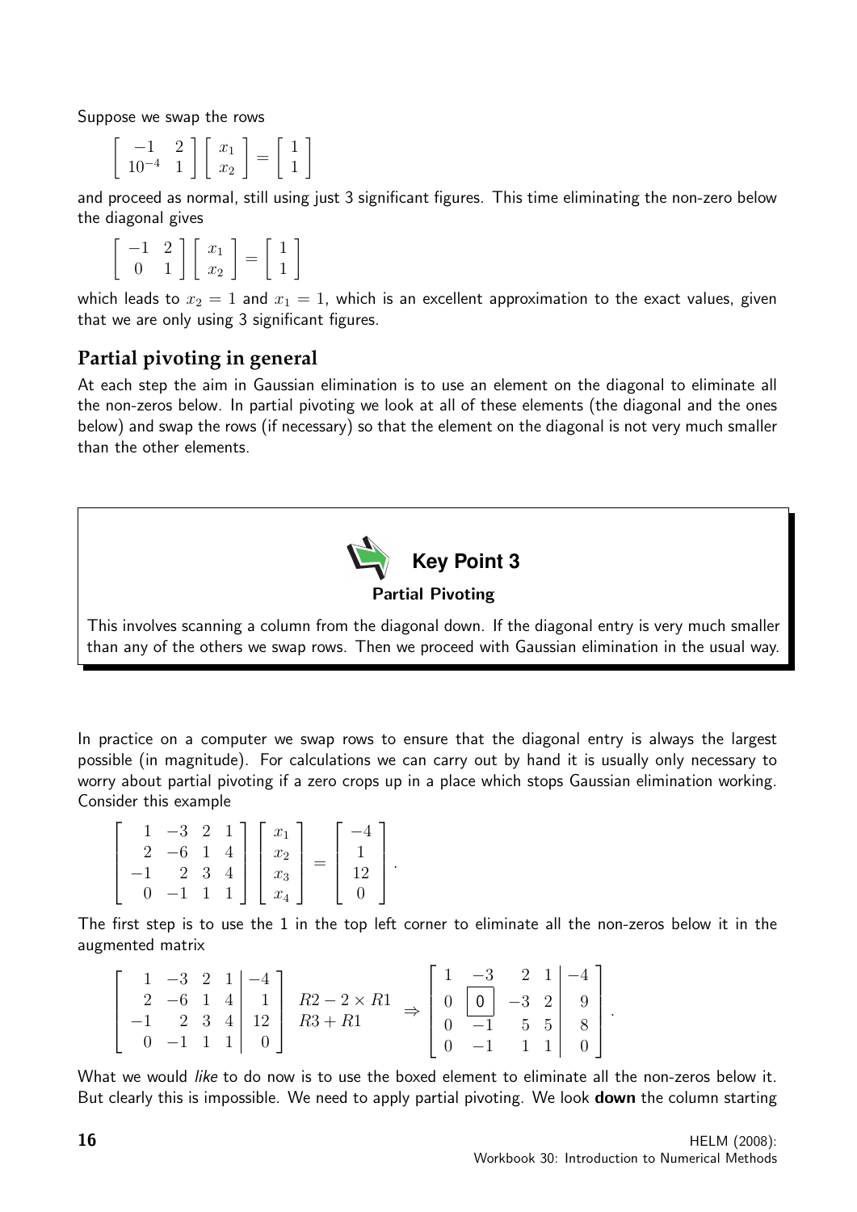Suppose we swap the rows

$$\begin{bmatrix} -1 & 2 \\ 10^{-4} & 1 \end{bmatrix} \begin{bmatrix} x_1 \\ x_2 \end{bmatrix} = \begin{bmatrix} 1 \\ 1 \end{bmatrix}$$

and proceed as normal, still using just 3 significant figures. This time eliminating the non-zero below the diagonal gives

$$\begin{bmatrix} -1 & 2 \\ 0 & 1 \end{bmatrix} \begin{bmatrix} x_1 \\ x_2 \end{bmatrix} = \begin{bmatrix} 1 \\ 1 \end{bmatrix}$$

which leads to $x_2 = 1$ and $x_1 = 1$, which is an excellent approximation to the exact values, given that we are only using 3 significant figures.

## Partial pivoting in general

At each step the aim in Gaussian elimination is to use an element on the diagonal to eliminate all the non-zeros below. In partial pivoting we look at all of these elements (the diagonal and the ones below) and swap the rows (if necessary) so that the element on the diagonal is not very much smaller than the other elements.

**Key Point 3**

**Partial Pivoting**

This involves scanning a column from the diagonal down. If the diagonal entry is very much smaller than any of the others we swap rows. Then we proceed with Gaussian elimination in the usual way.

In practice on a computer we swap rows to ensure that the diagonal entry is always the largest possible (in magnitude). For calculations we can carry out by hand it is usually only necessary to worry about partial pivoting if a zero crops up in a place which stops Gaussian elimination working. Consider this example

$$\begin{bmatrix} 1 & -3 & 2 & 1 \\ 2 & -6 & 1 & 4 \\ -1 & 2 & 3 & 4 \\ 0 & -1 & 1 & 1 \end{bmatrix} \begin{bmatrix} x_1 \\ x_2 \\ x_3 \\ x_4 \end{bmatrix} = \begin{bmatrix} -4 \\ 1 \\ 12 \\ 0 \end{bmatrix}.$$

The first step is to use the 1 in the top left corner to eliminate all the non-zeros below it in the augmented matrix

$$\left[\begin{array}{cccc|c} 1 & -3 & 2 & 1 & -4 \\ 2 & -6 & 1 & 4 & 1 \\ -1 & 2 & 3 & 4 & 12 \\ 0 & -1 & 1 & 1 & 0 \end{array}\right] \begin{array}{l} \\ R2 - 2 \times R1 \\ R3 + R1 \\ \\ \end{array} \Rightarrow \left[\begin{array}{cccc|c} 1 & -3 & 2 & 1 & -4 \\ 0 & \boxed{0} & -3 & 2 & 9 \\ 0 & -1 & 5 & 5 & 8 \\ 0 & -1 & 1 & 1 & 0 \end{array}\right].$$

What we would *like* to do now is to use the boxed element to eliminate all the non-zeros below it. But clearly this is impossible. We need to apply partial pivoting. We look **down** the column starting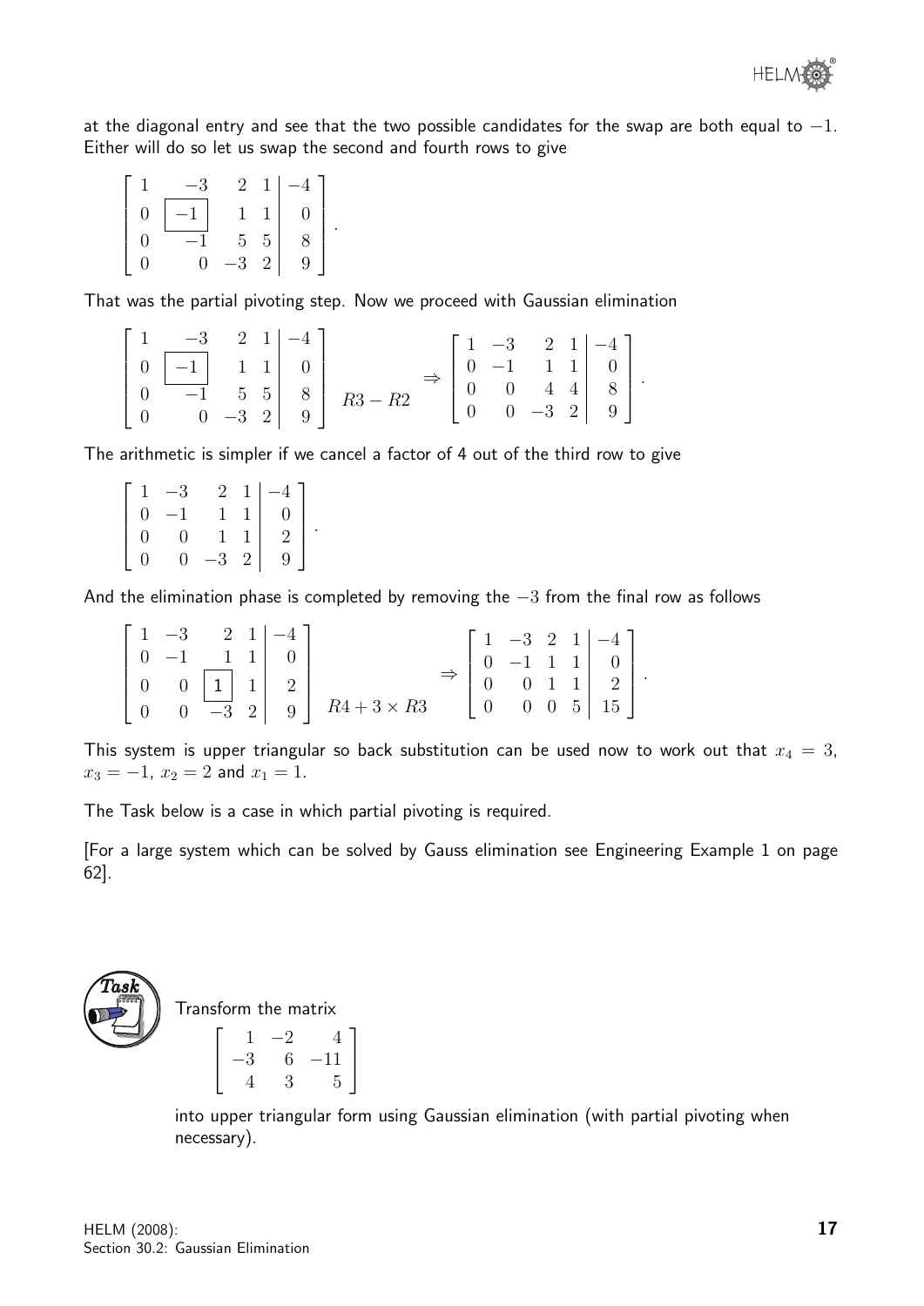at the diagonal entry and see that the two possible candidates for the swap are both equal to $-1$. Either will do so let us swap the second and fourth rows to give

$$\left[\begin{array}{cccc|c} 1 & -3 & 2 & 1 & -4 \\ 0 & \boxed{-1} & 1 & 1 & 0 \\ 0 & -1 & 5 & 5 & 8 \\ 0 & 0 & -3 & 2 & 9 \end{array}\right].$$

That was the partial pivoting step. Now we proceed with Gaussian elimination

$$\left[\begin{array}{cccc|c} 1 & -3 & 2 & 1 & -4 \\ 0 & \boxed{-1} & 1 & 1 & 0 \\ 0 & -1 & 5 & 5 & 8 \\ 0 & 0 & -3 & 2 & 9 \end{array}\right] \begin{array}{c} \\ \\ R3 - R2 \\ \\ \end{array} \Rightarrow \left[\begin{array}{cccc|c} 1 & -3 & 2 & 1 & -4 \\ 0 & -1 & 1 & 1 & 0 \\ 0 & 0 & 4 & 4 & 8 \\ 0 & 0 & -3 & 2 & 9 \end{array}\right].$$

The arithmetic is simpler if we cancel a factor of 4 out of the third row to give

$$\left[\begin{array}{cccc|c} 1 & -3 & 2 & 1 & -4 \\ 0 & -1 & 1 & 1 & 0 \\ 0 & 0 & 1 & 1 & 2 \\ 0 & 0 & -3 & 2 & 9 \end{array}\right].$$

And the elimination phase is completed by removing the $-3$ from the final row as follows

$$\left[\begin{array}{cccc|c} 1 & -3 & 2 & 1 & -4 \\ 0 & -1 & 1 & 1 & 0 \\ 0 & 0 & \boxed{1} & 1 & 2 \\ 0 & 0 & -3 & 2 & 9 \end{array}\right] \begin{array}{c} \\ \\ \\ R4 + 3 \times R3 \end{array} \Rightarrow \left[\begin{array}{cccc|c} 1 & -3 & 2 & 1 & -4 \\ 0 & -1 & 1 & 1 & 0 \\ 0 & 0 & 1 & 1 & 2 \\ 0 & 0 & 0 & 5 & 15 \end{array}\right].$$

This system is upper triangular so back substitution can be used now to work out that $x_4 = 3$, $x_3 = -1$, $x_2 = 2$ and $x_1 = 1$.

The Task below is a case in which partial pivoting is required.

[For a large system which can be solved by Gauss elimination see Engineering Example 1 on page 62].

**Task**

Transform the matrix

$$\left[\begin{array}{ccc} 1 & -2 & 4 \\ -3 & 6 & -11 \\ 4 & 3 & 5 \end{array}\right]$$

into upper triangular form using Gaussian elimination (with partial pivoting when necessary).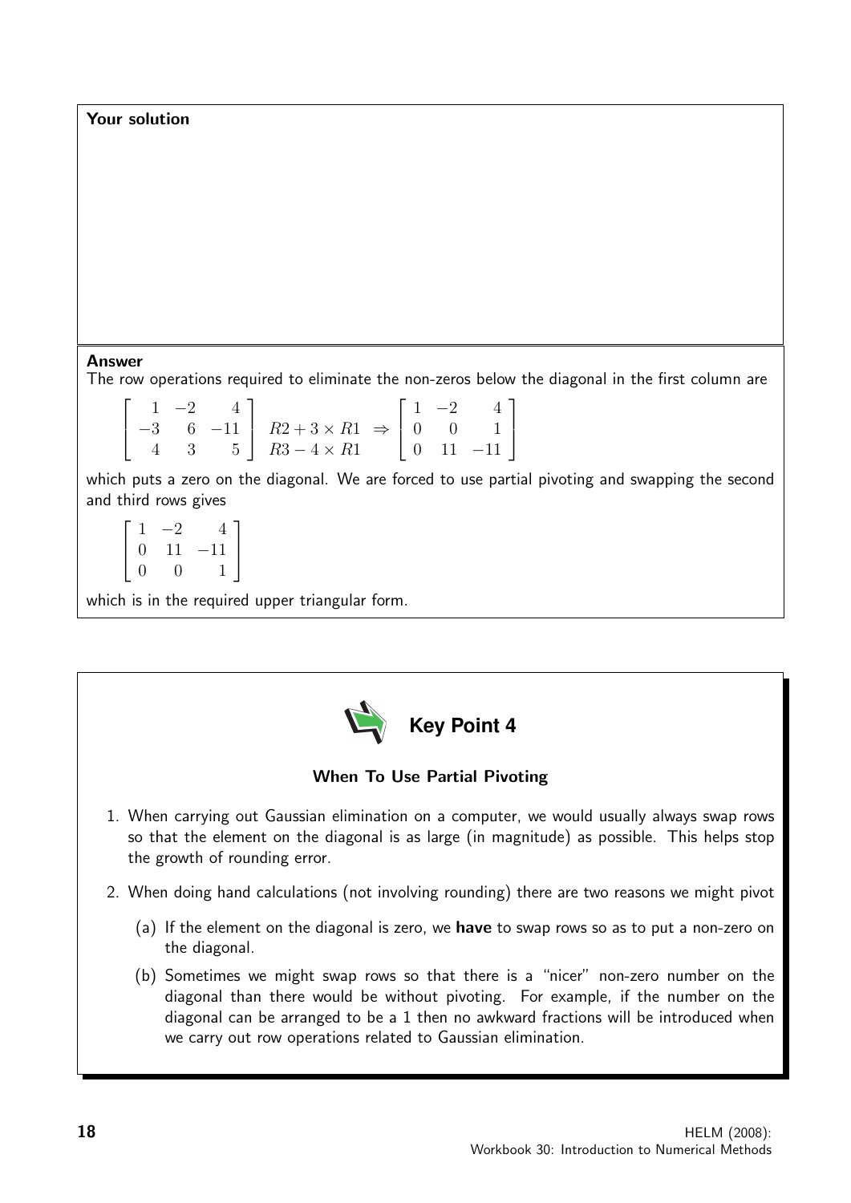**Your solution**

**Answer**

The row operations required to eliminate the non-zeros below the diagonal in the first column are

$$\begin{bmatrix} 1 & -2 & 4 \\ -3 & 6 & -11 \\ 4 & 3 & 5 \end{bmatrix} \begin{matrix} \\ R2 + 3 \times R1 \\ R3 - 4 \times R1 \end{matrix} \Rightarrow \begin{bmatrix} 1 & -2 & 4 \\ 0 & 0 & 1 \\ 0 & 11 & -11 \end{bmatrix}$$

which puts a zero on the diagonal. We are forced to use partial pivoting and swapping the second and third rows gives

$$\begin{bmatrix} 1 & -2 & 4 \\ 0 & 11 & -11 \\ 0 & 0 & 1 \end{bmatrix}$$

which is in the required upper triangular form.

**Key Point 4**

**When To Use Partial Pivoting**

1. When carrying out Gaussian elimination on a computer, we would usually always swap rows so that the element on the diagonal is as large (in magnitude) as possible. This helps stop the growth of rounding error.

2. When doing hand calculations (not involving rounding) there are two reasons we might pivot

   (a) If the element on the diagonal is zero, we **have** to swap rows so as to put a non-zero on the diagonal.

   (b) Sometimes we might swap rows so that there is a "nicer" non-zero number on the diagonal than there would be without pivoting. For example, if the number on the diagonal can be arranged to be a 1 then no awkward fractions will be introduced when we carry out row operations related to Gaussian elimination.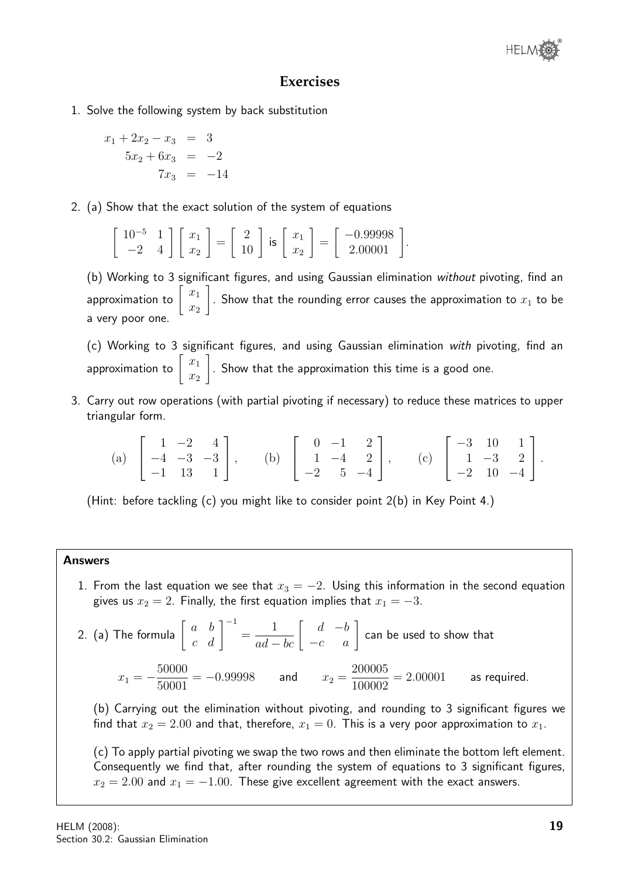## Exercises

1. Solve the following system by back substitution

$$\begin{aligned} x_1 + 2x_2 - x_3 &= 3 \\ 5x_2 + 6x_3 &= -2 \\ 7x_3 &= -14 \end{aligned}$$

2. (a) Show that the exact solution of the system of equations

$$\begin{bmatrix} 10^{-5} & 1 \\ -2 & 4 \end{bmatrix} \begin{bmatrix} x_1 \\ x_2 \end{bmatrix} = \begin{bmatrix} 2 \\ 10 \end{bmatrix} \text{ is } \begin{bmatrix} x_1 \\ x_2 \end{bmatrix} = \begin{bmatrix} -0.99998 \\ 2.00001 \end{bmatrix}.$$

(b) Working to 3 significant figures, and using Gaussian elimination *without* pivoting, find an approximation to $\begin{bmatrix} x_1 \\ x_2 \end{bmatrix}$. Show that the rounding error causes the approximation to $x_1$ to be a very poor one.

(c) Working to 3 significant figures, and using Gaussian elimination *with* pivoting, find an approximation to $\begin{bmatrix} x_1 \\ x_2 \end{bmatrix}$. Show that the approximation this time is a good one.

3. Carry out row operations (with partial pivoting if necessary) to reduce these matrices to upper triangular form.

$$\text{(a)} \begin{bmatrix} 1 & -2 & 4 \\ -4 & -3 & -3 \\ -1 & 13 & 1 \end{bmatrix}, \qquad \text{(b)} \begin{bmatrix} 0 & -1 & 2 \\ 1 & -4 & 2 \\ -2 & 5 & -4 \end{bmatrix}, \qquad \text{(c)} \begin{bmatrix} -3 & 10 & 1 \\ 1 & -3 & 2 \\ -2 & 10 & -4 \end{bmatrix}.$$

(Hint: before tackling (c) you might like to consider point 2(b) in Key Point 4.)

---

**Answers**

1. From the last equation we see that $x_3 = -2$. Using this information in the second equation gives us $x_2 = 2$. Finally, the first equation implies that $x_1 = -3$.

2. (a) The formula $\begin{bmatrix} a & b \\ c & d \end{bmatrix}^{-1} = \dfrac{1}{ad - bc} \begin{bmatrix} d & -b \\ -c & a \end{bmatrix}$ can be used to show that

$$x_1 = -\frac{50000}{50001} = -0.99998 \qquad \text{and} \qquad x_2 = \frac{200005}{100002} = 2.00001 \qquad \text{as required.}$$

(b) Carrying out the elimination without pivoting, and rounding to 3 significant figures we find that $x_2 = 2.00$ and that, therefore, $x_1 = 0$. This is a very poor approximation to $x_1$.

(c) To apply partial pivoting we swap the two rows and then eliminate the bottom left element. Consequently we find that, after rounding the system of equations to 3 significant figures, $x_2 = 2.00$ and $x_1 = -1.00$. These give excellent agreement with the exact answers.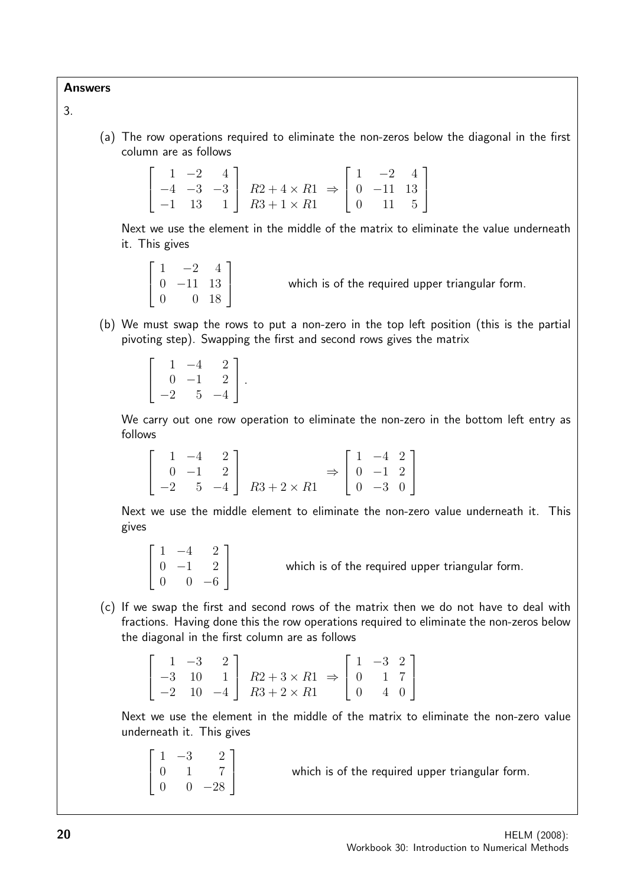**Answers**

3.

(a) The row operations required to eliminate the non-zeros below the diagonal in the first column are as follows

$$\begin{bmatrix} 1 & -2 & 4 \\ -4 & -3 & -3 \\ -1 & 13 & 1 \end{bmatrix} \begin{matrix} \\ R2 + 4 \times R1 \\ R3 + 1 \times R1 \end{matrix} \Rightarrow \begin{bmatrix} 1 & -2 & 4 \\ 0 & -11 & 13 \\ 0 & 11 & 5 \end{bmatrix}$$

Next we use the element in the middle of the matrix to eliminate the value underneath it. This gives

$$\begin{bmatrix} 1 & -2 & 4 \\ 0 & -11 & 13 \\ 0 & 0 & 18 \end{bmatrix}$$ which is of the required upper triangular form.

(b) We must swap the rows to put a non-zero in the top left position (this is the partial pivoting step). Swapping the first and second rows gives the matrix

$$\begin{bmatrix} 1 & -4 & 2 \\ 0 & -1 & 2 \\ -2 & 5 & -4 \end{bmatrix}.$$

We carry out one row operation to eliminate the non-zero in the bottom left entry as follows

$$\begin{bmatrix} 1 & -4 & 2 \\ 0 & -1 & 2 \\ -2 & 5 & -4 \end{bmatrix} \begin{matrix} \\ \\ R3 + 2 \times R1 \end{matrix} \Rightarrow \begin{bmatrix} 1 & -4 & 2 \\ 0 & -1 & 2 \\ 0 & -3 & 0 \end{bmatrix}$$

Next we use the middle element to eliminate the non-zero value underneath it. This gives

$$\begin{bmatrix} 1 & -4 & 2 \\ 0 & -1 & 2 \\ 0 & 0 & -6 \end{bmatrix}$$ which is of the required upper triangular form.

(c) If we swap the first and second rows of the matrix then we do not have to deal with fractions. Having done this the row operations required to eliminate the non-zeros below the diagonal in the first column are as follows

$$\begin{bmatrix} 1 & -3 & 2 \\ -3 & 10 & 1 \\ -2 & 10 & -4 \end{bmatrix} \begin{matrix} \\ R2 + 3 \times R1 \\ R3 + 2 \times R1 \end{matrix} \Rightarrow \begin{bmatrix} 1 & -3 & 2 \\ 0 & 1 & 7 \\ 0 & 4 & 0 \end{bmatrix}$$

Next we use the element in the middle of the matrix to eliminate the non-zero value underneath it. This gives

$$\begin{bmatrix} 1 & -3 & 2 \\ 0 & 1 & 7 \\ 0 & 0 & -28 \end{bmatrix}$$ which is of the required upper triangular form.